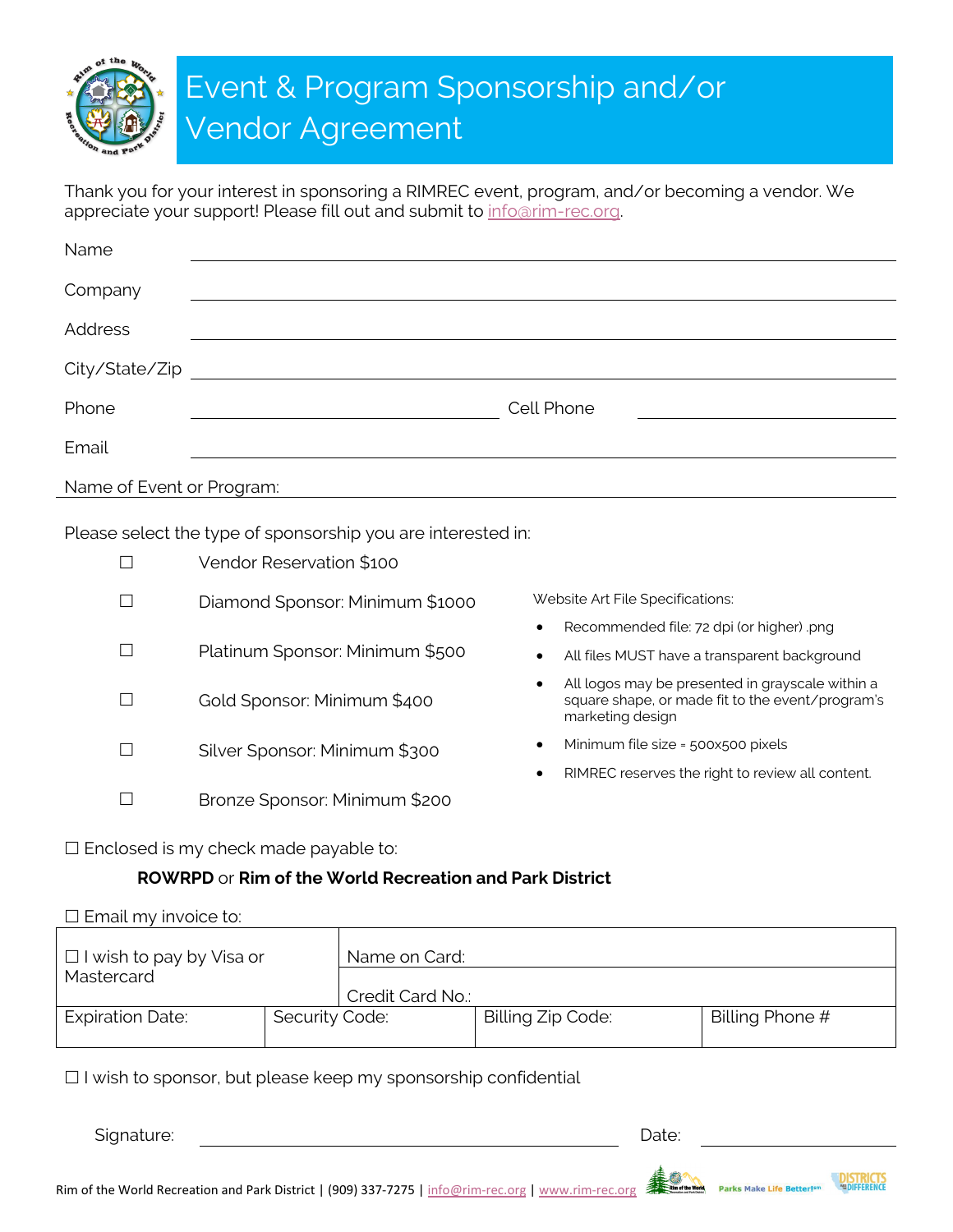# Event & Program Sponsorship and/or Vendor Agreement

Thank you for your interest in sponsoring a RIMREC event, program, and/or becoming a vendor. We appreciate your support! Please fill out and submit to info@rim-rec.org.

Name \_\_\_\_\_\_\_\_\_\_\_\_\_\_\_\_\_\_\_\_\_\_\_\_\_\_\_\_\_\_\_\_\_\_\_\_\_\_\_\_

Company \_\_\_\_\_\_\_\_\_\_\_\_\_\_\_\_\_\_\_\_\_\_\_\_\_\_\_\_\_\_\_\_\_\_\_\_\_\_\_\_

Address \_\_\_\_\_\_\_\_\_\_\_\_\_\_\_\_\_\_\_\_\_\_\_\_\_\_\_\_\_\_\_\_\_\_\_\_\_\_\_\_

City/State/Zip \_\_\_\_\_\_\_\_\_\_\_\_\_\_\_\_\_\_\_\_\_\_\_\_\_\_\_\_\_\_\_\_\_\_\_\_\_\_\_\_

Phone \_\_\_\_\_\_\_\_\_\_\_\_\_\_\_\_\_\_\_\_ Cell Phone \_\_\_\_\_\_\_\_\_\_\_\_\_\_\_\_\_\_\_\_

Email \_\_\_\_\_\_\_\_\_\_\_\_\_\_\_\_\_\_\_\_\_\_\_\_\_\_\_\_\_\_\_\_\_\_\_\_\_\_\_\_

Name of Event or Program: \_\_\_\_\_\_\_\_\_\_\_\_\_\_\_\_\_\_\_\_\_\_\_\_\_\_\_\_\_\_\_\_\_\_\_\_\_\_\_\_

Please select the type of sponsorship you are interested in:

- ☐ Vendor Reservation $100
- ☐ Diamond Sponsor: Minimum $1000
- ☐ Platinum Sponsor: Minimum $500
- ☐ Gold Sponsor: Minimum $400
- ☐ Silver Sponsor: Minimum $300
- ☐ Bronze Sponsor: Minimum $200

Website Art File Specifications:

- Recommended file: 72 dpi (or higher) .png
- All files MUST have a transparent background
- All logos may be presented in grayscale within a square shape, or made fit to the event/program's marketing design
- Minimum file size = 500x500 pixels
- RIMREC reserves the right to review all content.

☐ Enclosed is my check made payable to:

**ROWRPD** or **Rim of the World Recreation and Park District**

☐ Email my invoice to:

| ☐ I wish to pay by Visa or Mastercard | | Name on Card: | |
|---|---|---|---|
| | | Credit Card No.: | |
| Expiration Date: | Security Code: | Billing Zip Code: | Billing Phone # |

☐ I wish to sponsor, but please keep my sponsorship confidential

Signature: \_\_\_\_\_\_\_\_\_\_\_\_\_\_\_\_\_\_\_\_\_\_\_\_\_\_\_\_\_\_ Date: \_\_\_\_\_\_\_\_\_\_\_\_\_\_\_\_

Rim of the World Recreation and Park District | (909) 337-7275 | info@rim-rec.org | www.rim-rec.org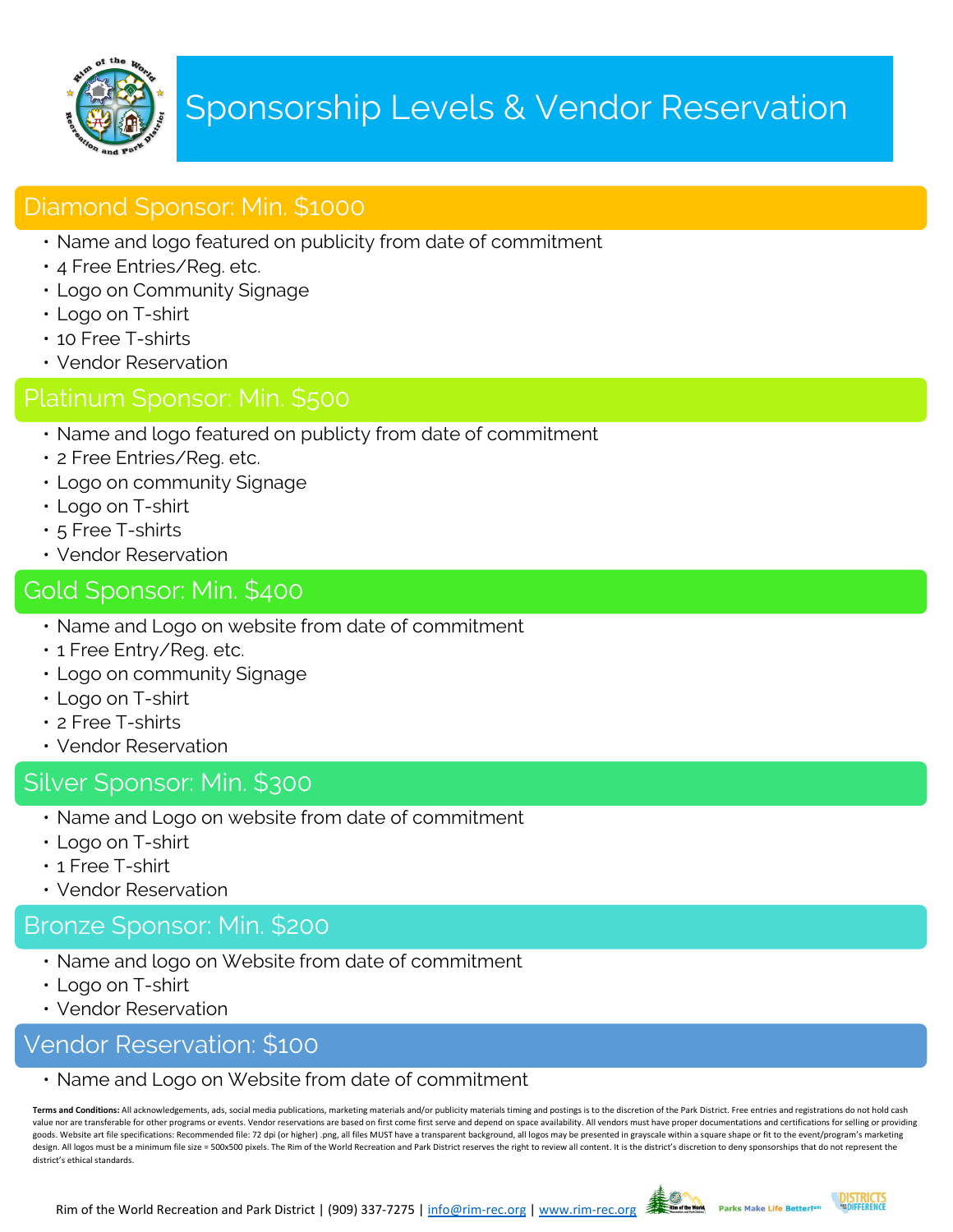# Sponsorship Levels & Vendor Reservation

## Diamond Sponsor: Min. $1000

- Name and logo featured on publicity from date of commitment
- 4 Free Entries/Reg. etc.
- Logo on Community Signage
- Logo on T-shirt
- 10 Free T-shirts
- Vendor Reservation

## Platinum Sponsor: Min. $500

- Name and logo featured on publicty from date of commitment
- 2 Free Entries/Reg. etc.
- Logo on community Signage
- Logo on T-shirt
- 5 Free T-shirts
- Vendor Reservation

## Gold Sponsor: Min. $400

- Name and Logo on website from date of commitment
- 1 Free Entry/Reg. etc.
- Logo on community Signage
- Logo on T-shirt
- 2 Free T-shirts
- Vendor Reservation

## Silver Sponsor: Min. $300

- Name and Logo on website from date of commitment
- Logo on T-shirt
- 1 Free T-shirt
- Vendor Reservation

## Bronze Sponsor: Min. $200

- Name and logo on Website from date of commitment
- Logo on T-shirt
- Vendor Reservation

## Vendor Reservation: $100

- Name and Logo on Website from date of commitment

**Terms and Conditions:** All acknowledgements, ads, social media publications, marketing materials and/or publicity materials timing and postings is to the discretion of the Park District. Free entries and registrations do not hold cash value nor are transferable for other programs or events. Vendor reservations are based on first come first serve and depend on space availability. All vendors must have proper documentations and certifications for selling or providing goods. Website art file specifications: Recommended file: 72 dpi (or higher) .png, all files MUST have a transparent background, all logos may be presented in grayscale within a square shape or fit to the event/program's marketing design. All logos must be a minimum file size = 500x500 pixels. The Rim of the World Recreation and Park District reserves the right to review all content. It is the district's discretion to deny sponsorships that do not represent the district's ethical standards.

Rim of the World Recreation and Park District | (909) 337-7275 | info@rim-rec.org | www.rim-rec.org